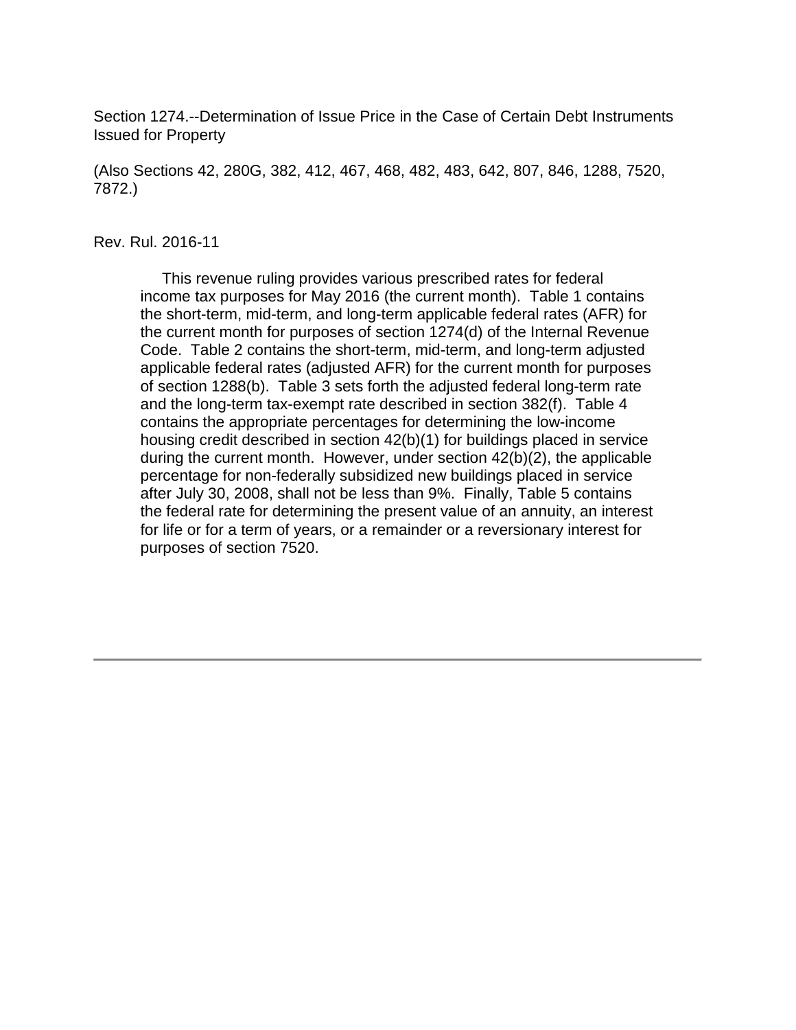Section 1274.--Determination of Issue Price in the Case of Certain Debt Instruments Issued for Property

(Also Sections 42, 280G, 382, 412, 467, 468, 482, 483, 642, 807, 846, 1288, 7520, 7872.)

Rev. Rul. 2016-11

This revenue ruling provides various prescribed rates for federal income tax purposes for May 2016 (the current month). Table 1 contains the short-term, mid-term, and long-term applicable federal rates (AFR) for the current month for purposes of section 1274(d) of the Internal Revenue Code. Table 2 contains the short-term, mid-term, and long-term adjusted applicable federal rates (adjusted AFR) for the current month for purposes of section 1288(b). Table 3 sets forth the adjusted federal long-term rate and the long-term tax-exempt rate described in section 382(f). Table 4 contains the appropriate percentages for determining the low-income housing credit described in section 42(b)(1) for buildings placed in service during the current month. However, under section 42(b)(2), the applicable percentage for non-federally subsidized new buildings placed in service after July 30, 2008, shall not be less than 9%. Finally, Table 5 contains the federal rate for determining the present value of an annuity, an interest for life or for a term of years, or a remainder or a reversionary interest for purposes of section 7520.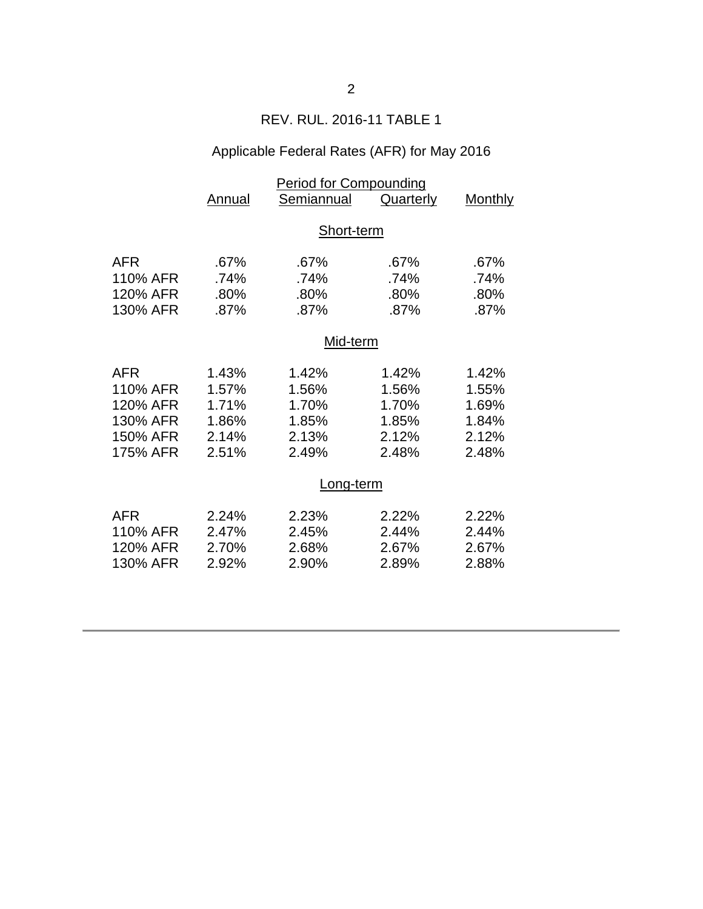REV. RUL. 2016-11 TABLE 1

Applicable Federal Rates (AFR) for May 2016

| | Period for Compounding | | | |
|---|---|---|---|---|
| | Annual | Semiannual | Quarterly | Monthly |
| | | Short-term | | |
| AFR | .67% | .67% | .67% | .67% |
| 110% AFR | .74% | .74% | .74% | .74% |
| 120% AFR | .80% | .80% | .80% | .80% |
| 130% AFR | .87% | .87% | .87% | .87% |
| | | Mid-term | | |
| AFR | 1.43% | 1.42% | 1.42% | 1.42% |
| 110% AFR | 1.57% | 1.56% | 1.56% | 1.55% |
| 120% AFR | 1.71% | 1.70% | 1.70% | 1.69% |
| 130% AFR | 1.86% | 1.85% | 1.85% | 1.84% |
| 150% AFR | 2.14% | 2.13% | 2.12% | 2.12% |
| 175% AFR | 2.51% | 2.49% | 2.48% | 2.48% |
| | | Long-term | | |
| AFR | 2.24% | 2.23% | 2.22% | 2.22% |
| 110% AFR | 2.47% | 2.45% | 2.44% | 2.44% |
| 120% AFR | 2.70% | 2.68% | 2.67% | 2.67% |
| 130% AFR | 2.92% | 2.90% | 2.89% | 2.88% |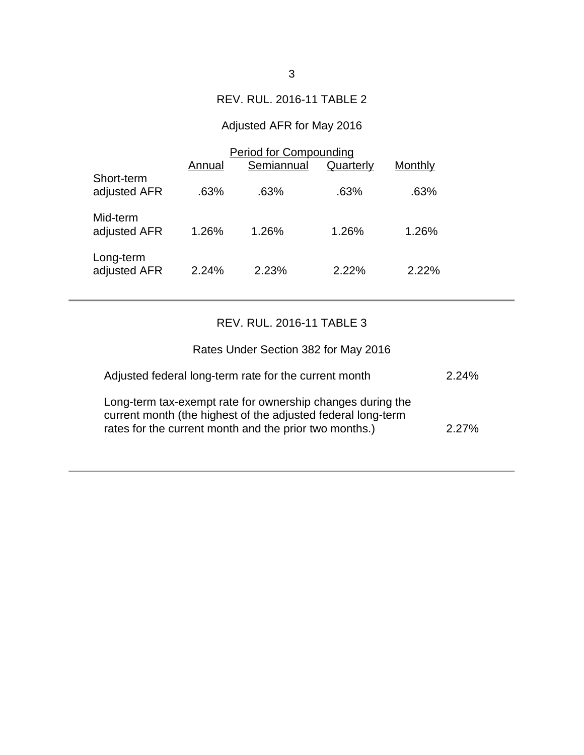## REV. RUL. 2016-11 TABLE 2

### Adjusted AFR for May 2016

| | Period for Compounding | | | |
|---|---|---|---|---|
| | Annual | Semiannual | Quarterly | Monthly |
| Short-term adjusted AFR | .63% | .63% | .63% | .63% |
| Mid-term adjusted AFR | 1.26% | 1.26% | 1.26% | 1.26% |
| Long-term adjusted AFR | 2.24% | 2.23% | 2.22% | 2.22% |

---

## REV. RUL. 2016-11 TABLE 3

### Rates Under Section 382 for May 2016

| | |
|---|---|
| Adjusted federal long-term rate for the current month | 2.24% |
| Long-term tax-exempt rate for ownership changes during the current month (the highest of the adjusted federal long-term rates for the current month and the prior two months.) | 2.27% |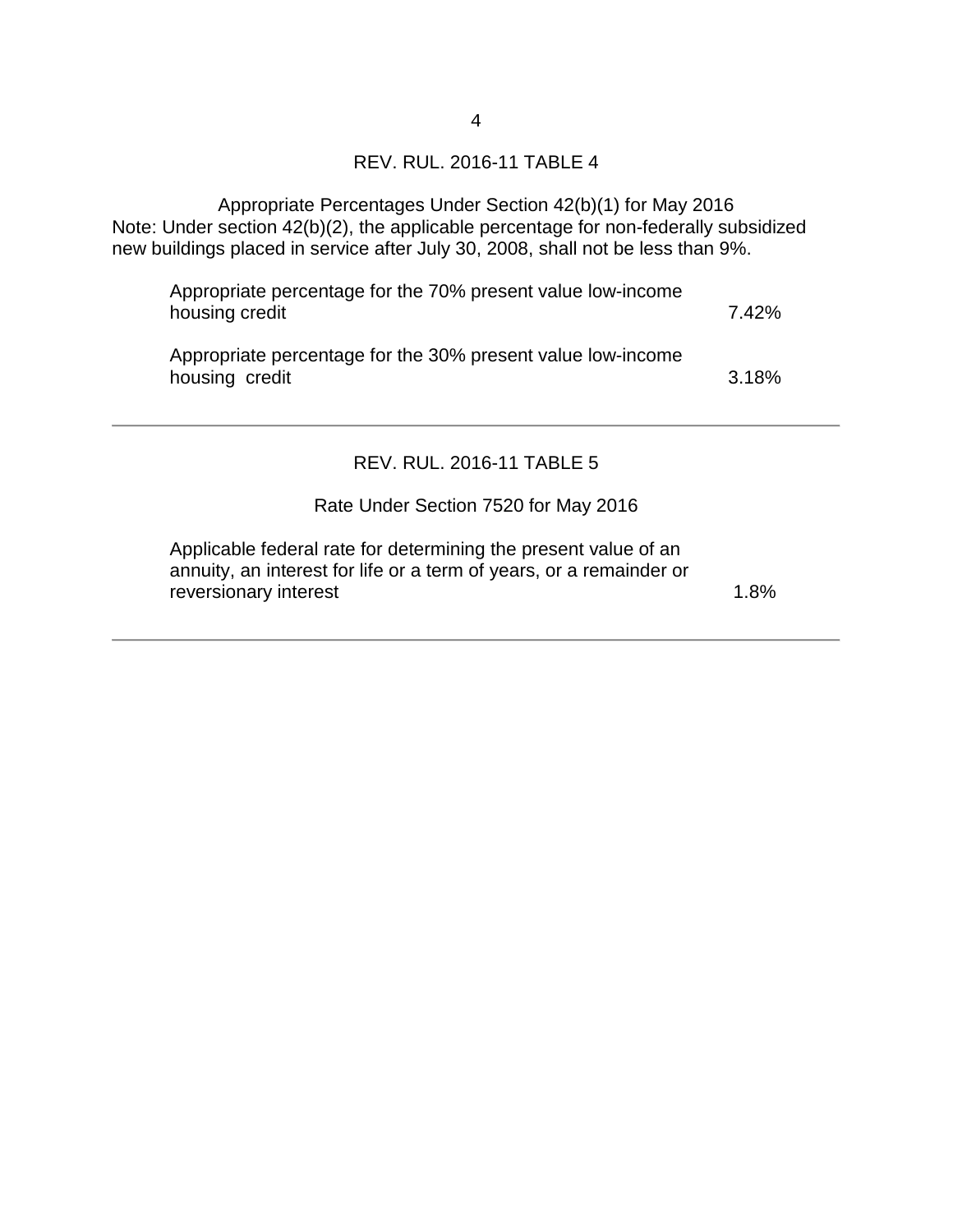## REV. RUL. 2016-11 TABLE 4

Appropriate Percentages Under Section 42(b)(1) for May 2016

Note: Under section 42(b)(2), the applicable percentage for non-federally subsidized new buildings placed in service after July 30, 2008, shall not be less than 9%.

| | |
|---|---|
| Appropriate percentage for the 70% present value low-income housing credit | 7.42% |
| Appropriate percentage for the 30% present value low-income housing credit | 3.18% |

---

## REV. RUL. 2016-11 TABLE 5

Rate Under Section 7520 for May 2016

| | |
|---|---|
| Applicable federal rate for determining the present value of an annuity, an interest for life or a term of years, or a remainder or reversionary interest | 1.8% |

---